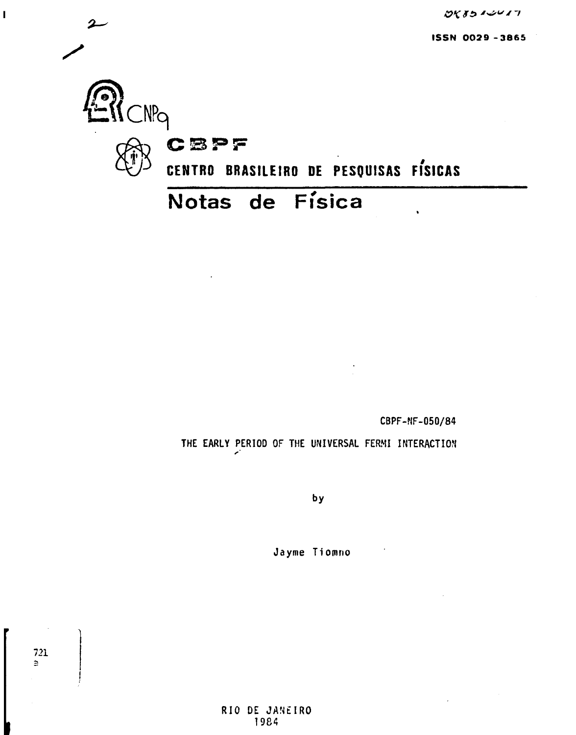ISSN 0029 - 3865

CNPq

CBPF

CENTRO BRASILEIRO DE PESQUISAS FÍSICAS

# Notas de Física

CBPF-NF-050/84

## THE EARLY PERIOD OF THE UNIVERSAL FERMI INTERACTION

by

Jayme Tiomno

RIO DE JANEIRO
1984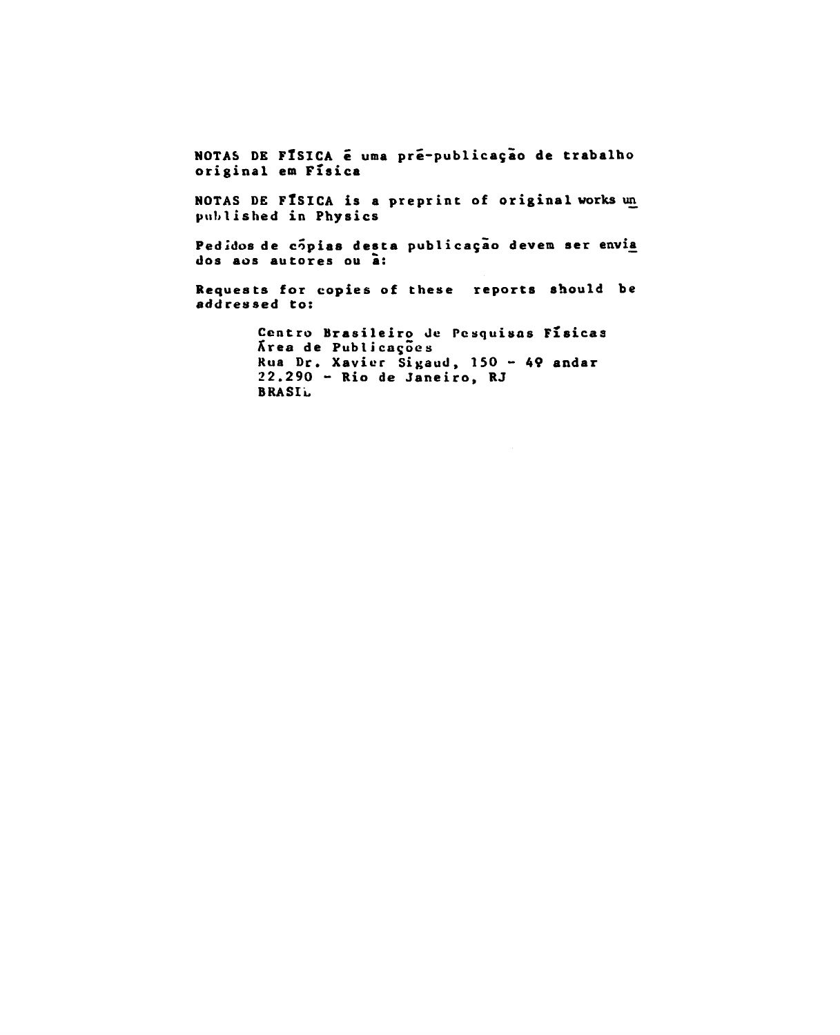NOTAS DE FÍSICA é uma pré-publicação de trabalho original em Física

NOTAS DE FÍSICA is a preprint of original works unpublished in Physics

Pedidos de cópias desta publicação devem ser enviados aos autores ou à:

Requests for copies of these reports should be addressed to:

> Centro Brasileiro de Pesquisas Físicas
> Área de Publicações
> Rua Dr. Xavier Sigaud, 150 - 4º andar
> 22.290 - Rio de Janeiro, RJ
> BRASIL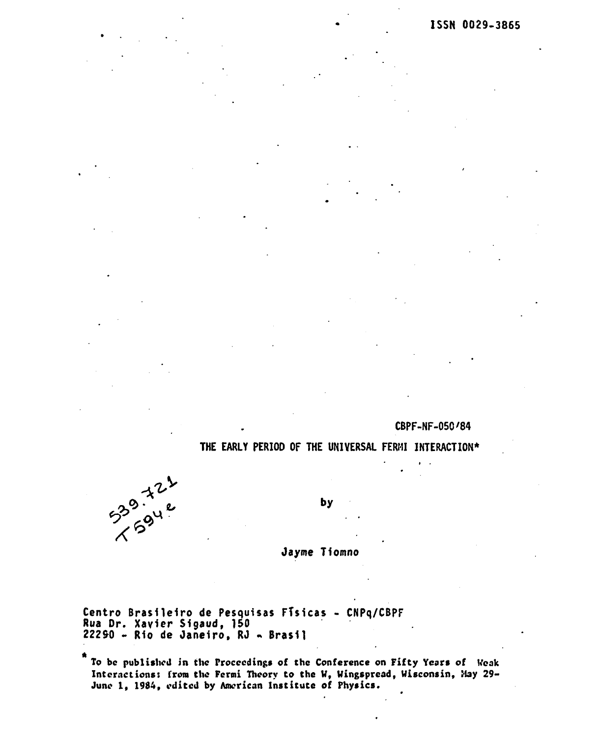ISSN 0029-3865

CBPF-NF-050/84

# THE EARLY PERIOD OF THE UNIVERSAL FERMI INTERACTION*

539.721
T594e

by

Jayme Tiomno

Centro Brasileiro de Pesquisas Físicas - CNPq/CBPF
Rua Dr. Xavier Sigaud, 150
22290 - Rio de Janeiro, RJ - Brasil

* To be published in the Proceedings of the Conference on Fifty Years of Weak Interactions: from the Fermi Theory to the W, Wingspread, Wisconsin, May 29-June 1, 1984, edited by American Institute of Physics.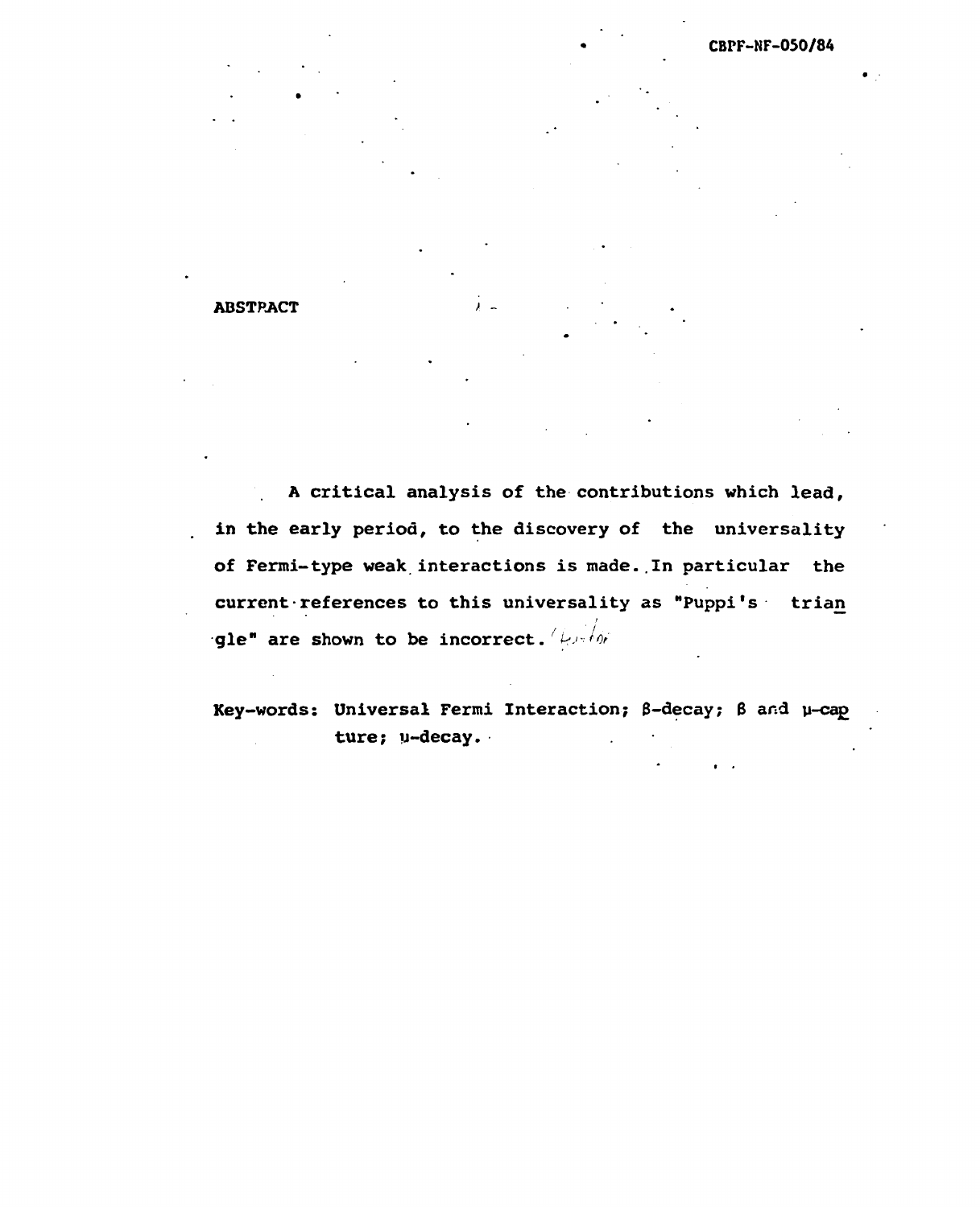CBPF-NF-050/84

## ABSTRACT

A critical analysis of the contributions which lead, in the early period, to the discovery of the universality of Fermi-type weak interactions is made. In particular the current references to this universality as "Puppi's triangle" are shown to be incorrect.

Key-words: Universal Fermi Interaction; β-decay; β and μ-capture; μ-decay.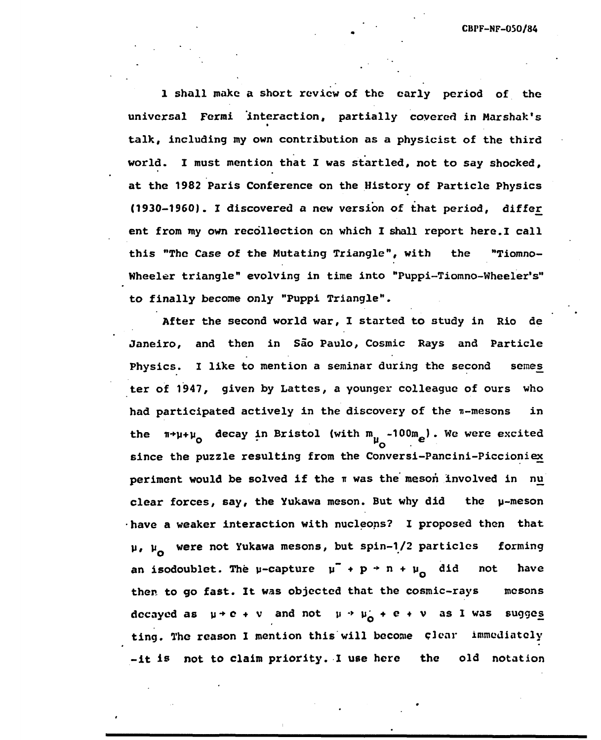I shall make a short review of the early period of the universal Fermi interaction, partially covered in Marshak's talk, including my own contribution as a physicist of the third world. I must mention that I was startled, not to say shocked, at the 1982 Paris Conference on the History of Particle Physics (1930–1960). I discovered a new version of that period, different from my own recollection on which I shall report here. I call this "The Case of the Mutating Triangle", with the "Tiomno-Wheeler triangle" evolving in time into "Puppi-Tiomno-Wheeler's" to finally become only "Puppi Triangle".

After the second world war, I started to study in Rio de Janeiro, and then in São Paulo, Cosmic Rays and Particle Physics. I like to mention a seminar during the second semester of 1947, given by Lattes, a younger colleague of ours who had participated actively in the discovery of the $\pi$-mesons in the $\pi \to \mu + \mu_0$ decay in Bristol (with $m_{\mu_0} \sim 100 m_e$). We were excited since the puzzle resulting from the Conversi-Pancini-Piccioni experiment would be solved if the $\pi$ was the meson involved in nuclear forces, say, the Yukawa meson. But why did the $\mu$-meson have a weaker interaction with nucleons? I proposed then that $\mu$, $\mu_0$ were not Yukawa mesons, but spin-1/2 particles forming an isodoublet. The $\mu$-capture $\mu^- + p \to n + \mu_0$ did not have then to go fast. It was objected that the cosmic-rays mesons decayed as $\mu \to e + \nu$ and not $\mu \to \mu_0 + e + \nu$ as I was suggesting. The reason I mention this will become clear immediately – it is not to claim priority. I use here the old notation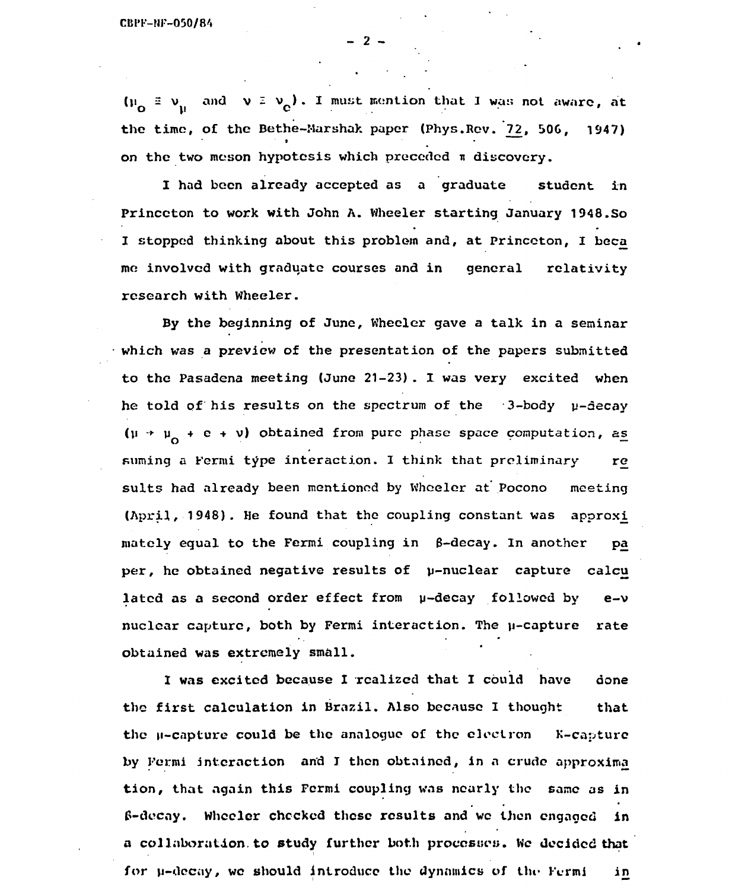($\mu_o \equiv \nu_\mu$ and $\nu \equiv \nu_e$). I must mention that I was not aware, at the time, of the Bethe-Marshak paper (Phys.Rev. 72, 506, 1947) on the two meson hypotesis which preceded $\pi$ discovery.

I had been already accepted as a graduate student in Princeton to work with John A. Wheeler starting January 1948.So I stopped thinking about this problem and, at Princeton, I became involved with graduate courses and in general relativity research with Wheeler.

By the beginning of June, Wheeler gave a talk in a seminar which was a preview of the presentation of the papers submitted to the Pasadena meeting (June 21-23). I was very excited when he told of his results on the spectrum of the 3-body $\mu$-decay ($\mu \to \mu_o + e + \nu$) obtained from pure phase space computation, assuming a Fermi type interaction. I think that preliminary results had already been mentioned by Wheeler at Pocono meeting (April, 1948). He found that the coupling constant was approximately equal to the Fermi coupling in $\beta$-decay. In another paper, he obtained negative results of $\mu$-nuclear capture calculated as a second order effect from $\mu$-decay followed by e-$\nu$ nuclear capture, both by Fermi interaction. The $\mu$-capture rate obtained was extremely small.

I was excited because I realized that I could have done the first calculation in Brazil. Also because I thought that the $\mu$-capture could be the analogue of the electron K-capture by Fermi interaction and I then obtained, in a crude approximation, that again this Fermi coupling was nearly the same as in $\beta$-decay. Wheeler checked these results and we then engaged in a collaboration to study further both processes. We decided that for $\mu$-decay, we should introduce the dynamics of the Fermi in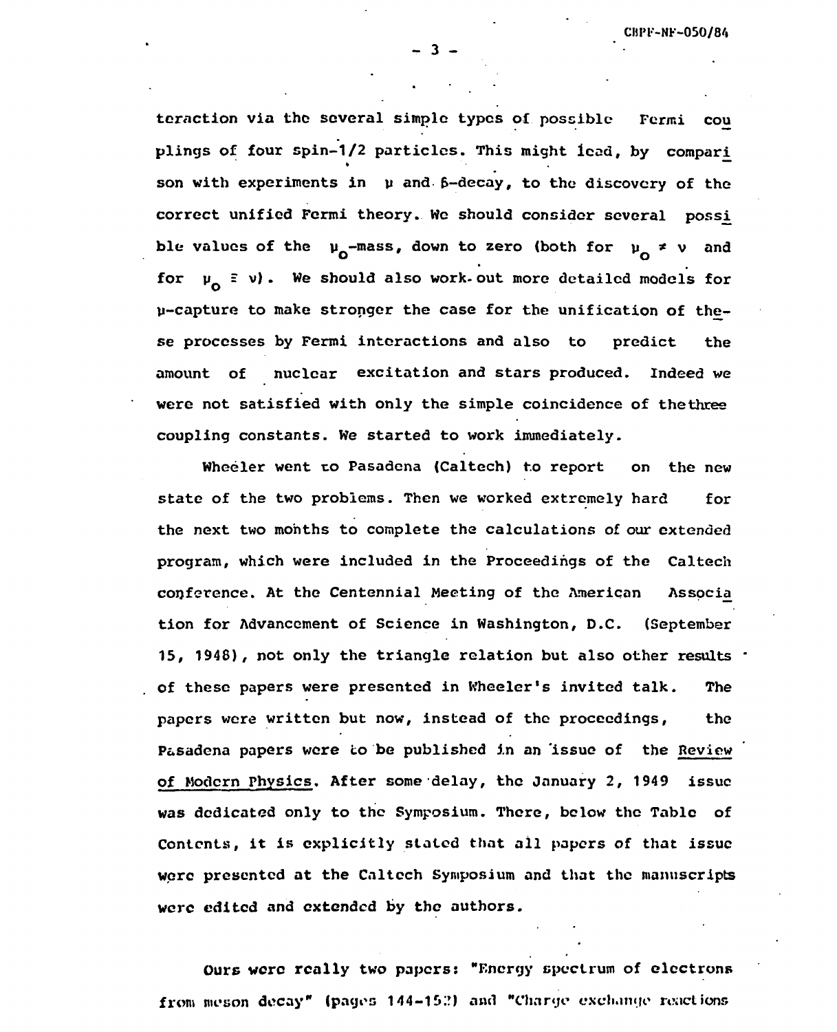teraction via the several simple types of possible Fermi couplings of four spin-1/2 particles. This might lead, by comparison with experiments in $\mu$ and $\beta$-decay, to the discovery of the correct unified Fermi theory. We should consider several possible values of the $\mu_o$-mass, down to zero (both for $\mu_o \neq \nu$ and for $\mu_o \equiv \nu$). We should also work out more detailed models for $\mu$-capture to make stronger the case for the unification of these processes by Fermi interactions and also to predict the amount of nuclear excitation and stars produced. Indeed we were not satisfied with only the simple coincidence of the three coupling constants. We started to work immediately.

Wheeler went to Pasadena (Caltech) to report on the new state of the two problems. Then we worked extremely hard for the next two months to complete the calculations of our extended program, which were included in the Proceedings of the Caltech conference. At the Centennial Meeting of the American Association for Advancement of Science in Washington, D.C. (September 15, 1948), not only the triangle relation but also other results of these papers were presented in Wheeler's invited talk. The papers were written but now, instead of the proceedings, the Pasadena papers were to be published in an issue of the Review of Modern Physics. After some delay, the January 2, 1949 issue was dedicated only to the Symposium. There, below the Table of Contents, it is explicitly stated that all papers of that issue were presented at the Caltech Symposium and that the manuscripts were edited and extended by the authors.

Ours were really two papers: "Energy spectrum of electrons from meson decay" (pages 144-152) and "Charge exchange reactions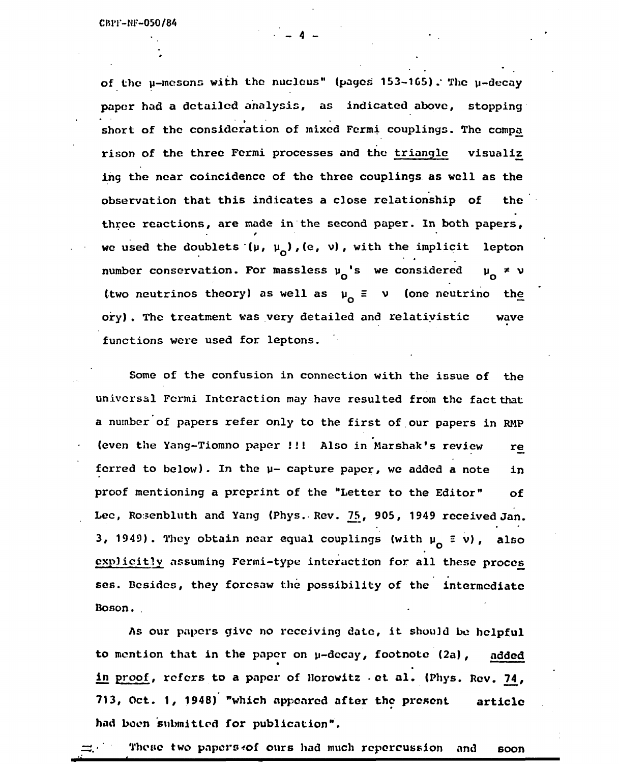of the μ-mesons with the nucleus" (pages 153-165). The μ-decay paper had a detailed analysis, as indicated above, stopping short of the consideration of mixed Fermi couplings. The comparison of the three Fermi processes and the <u>triangle</u> visualizing the near coincidence of the three couplings as well as the observation that this indicates a close relationship of the three reactions, are made in the second paper. In both papers, we used the doublets $(\mu, \mu_o)$, $(e, \nu)$, with the implicit lepton number conservation. For massless $\mu_o$'s we considered $\mu_o \neq \nu$ (two neutrinos theory) as well as $\mu_o \equiv \nu$ (one neutrino theory). The treatment was very detailed and relativistic wave functions were used for leptons.

Some of the confusion in connection with the issue of the universal Fermi Interaction may have resulted from the fact that a number of papers refer only to the first of our papers in RMP (even the Yang-Tiomno paper !!! Also in Marshak's review referred to below). In the μ- capture paper, we added a note in proof mentioning a preprint of the "Letter to the Editor" of Lee, Rosenbluth and Yang (Phys. Rev. <u>75</u>, 905, 1949 received Jan. 3, 1949). They obtain near equal couplings (with $\mu_o \equiv \nu$), also <u>explicitly</u> assuming Fermi-type interaction for all these processes. Besides, they foresaw the possibility of the intermediate Boson.

As our papers give no receiving date, it should be helpful to mention that in the paper on μ-decay, footnote (2a), <u>added in proof</u>, refers to a paper of Horowitz et al. (Phys. Rev. <u>74</u>, 713, Oct. 1, 1948) "which appeared after the present article had been submitted for publication".

These two papers of ours had much repercussion and soon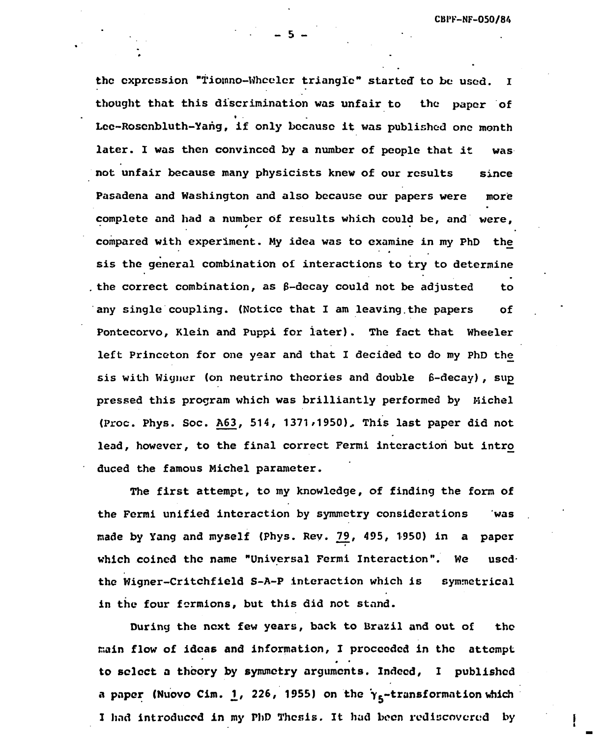the expression "Tiomno-Wheeler triangle" started to be used. I thought that this discrimination was unfair to the paper of Lee-Rosenbluth-Yang, if only because it was published one month later. I was then convinced by a number of people that it was not unfair because many physicists knew of our results since Pasadena and Washington and also because our papers were more complete and had a number of results which could be, and were, compared with experiment. My idea was to examine in my PhD thesis the general combination of interactions to try to determine the correct combination, as β-decay could not be adjusted to any single coupling. (Notice that I am leaving the papers of Pontecorvo, Klein and Puppi for later). The fact that Wheeler left Princeton for one year and that I decided to do my PhD thesis with Wigner (on neutrino theories and double β-decay), suppressed this program which was brilliantly performed by Michel (Proc. Phys. Soc. A63, 514, 1371, 1950). This last paper did not lead, however, to the final correct Fermi interaction but introduced the famous Michel parameter.

The first attempt, to my knowledge, of finding the form of the Fermi unified interaction by symmetry considerations was made by Yang and myself (Phys. Rev. 79, 495, 1950) in a paper which coined the name "Universal Fermi Interaction". We used the Wigner-Critchfield S-A-P interaction which is symmetrical in the four fermions, but this did not stand.

During the next few years, back to Brazil and out of the main flow of ideas and information, I proceeded in the attempt to select a theory by symmetry arguments. Indeed, I published a paper (Nuovo Cim. 1, 226, 1955) on the $\gamma_5$-transformation which I had introduced in my PhD Thesis. It had been rediscovered by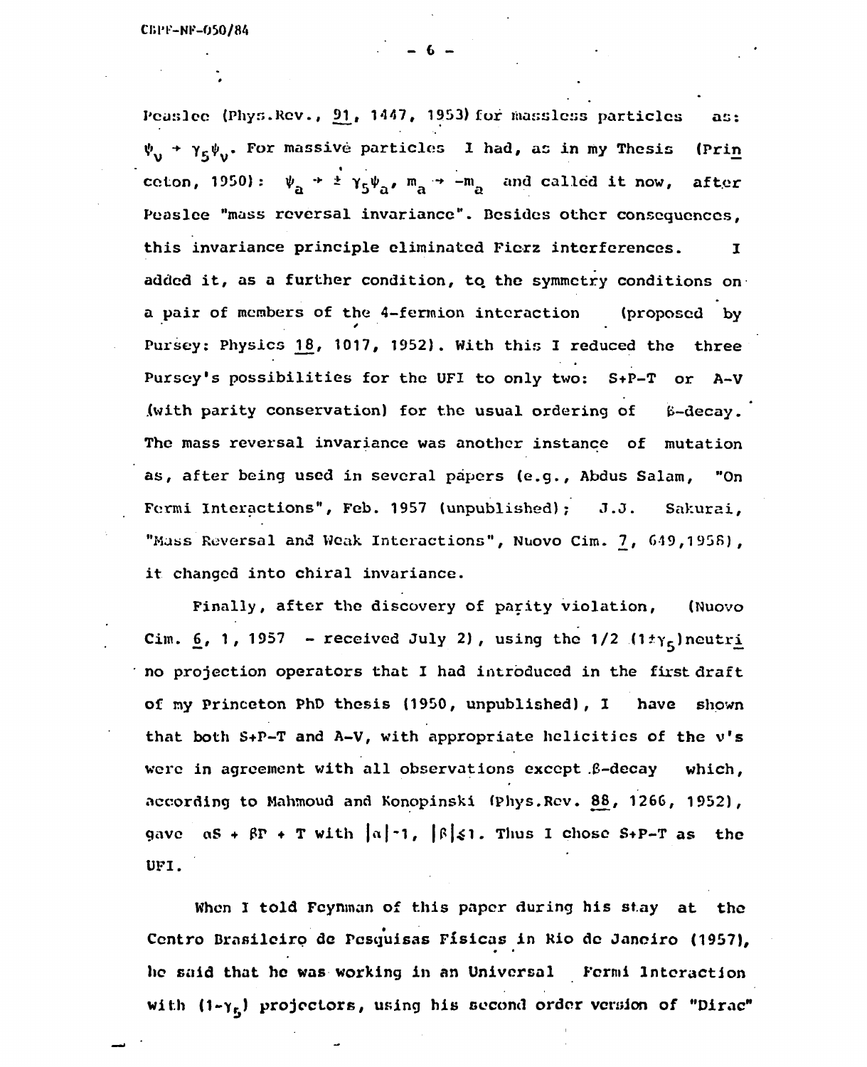Peaslee (Phys.Rev., 91, 1447, 1953) for massless particles as: $\psi_\nu \to \gamma_5\psi_\nu$. For massive particles I had, as in my Thesis (Princeton, 1950): $\psi_a \to \pm\,\gamma_5\psi_a$, $m_a \to -m_a$ and called it now, after Peaslee "mass reversal invariance". Besides other consequences, this invariance principle eliminated Fierz interferences. I added it, as a further condition, to the symmetry conditions on a pair of members of the 4-fermion interaction (proposed by Pursey: Physics 18, 1017, 1952). With this I reduced the three Pursey's possibilities for the UFI to only two: S+P-T or A-V (with parity conservation) for the usual ordering of ß-decay. The mass reversal invariance was another instance of mutation as, after being used in several papers (e.g., Abdus Salam, "On Fermi Interactions", Feb. 1957 (unpublished); J.J. Sakurai, "Mass Reversal and Weak Interactions", Nuovo Cim. 7, 649, 1958), it changed into chiral invariance.

Finally, after the discovery of parity violation, (Nuovo Cim. 6, 1, 1957 - received July 2), using the $1/2\,(1\pm\gamma_5)$ neutrino projection operators that I had introduced in the first draft of my Princeton PhD thesis (1950, unpublished), I have shown that both S+P-T and A-V, with appropriate helicities of the ν's were in agreement with all observations except ß-decay which, according to Mahmoud and Konopinski (Phys.Rev. 88, 1266, 1952), gave $\alpha S + \beta P + T$ with $|\alpha| \sim 1$, $|\beta| \lesssim 1$. Thus I chose S+P-T as the UFI.

When I told Feynman of this paper during his stay at the Centro Brasileiro de Pesquisas Físicas in Rio de Janeiro (1957), he said that he was working in an Universal Fermi Interaction with $(1-\gamma_5)$ projectors, using his second order version of "Dirac"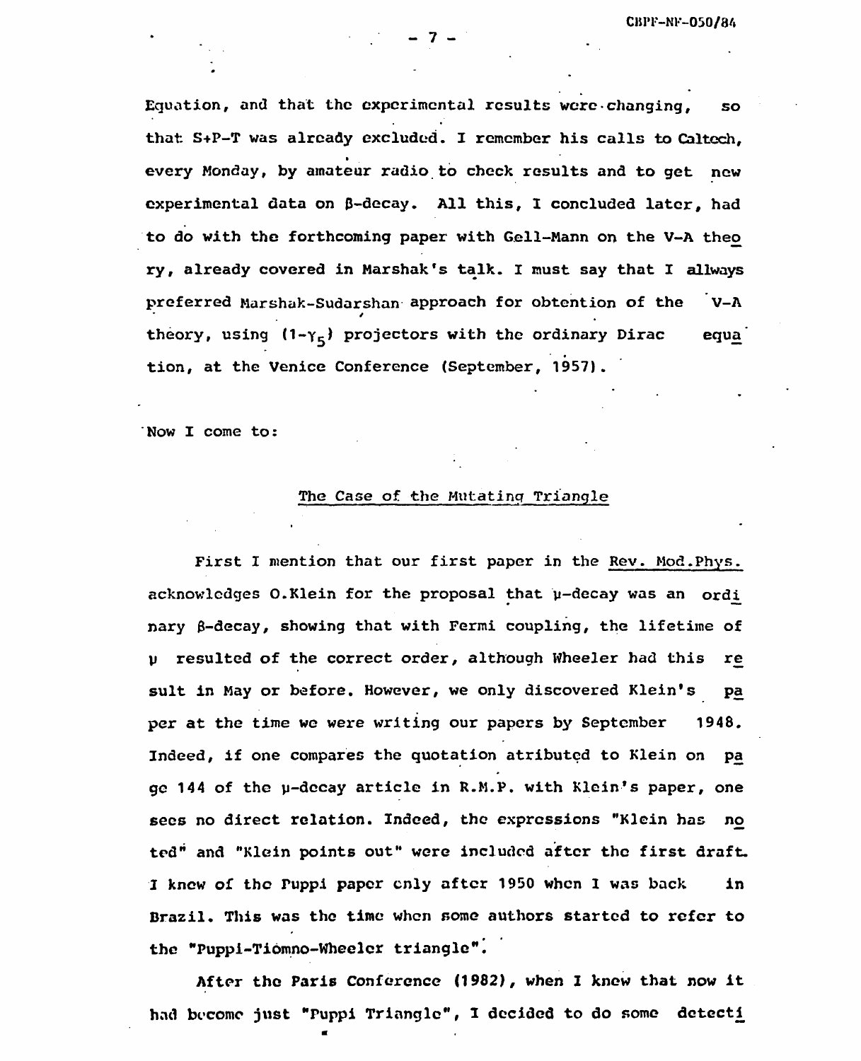Equation, and that the experimental results were changing, so that S+P-T was already excluded. I remember his calls to Caltech, every Monday, by amateur radio to check results and to get new experimental data on β-decay. All this, I concluded later, had to do with the forthcoming paper with Gell-Mann on the V-A theory, already covered in Marshak's talk. I must say that I allways preferred Marshak-Sudarshan approach for obtention of the V-A theory, using $(1-\gamma_5)$ projectors with the ordinary Dirac equation, at the Venice Conference (September, 1957).

Now I come to:

## The Case of the Mutating Triangle

First I mention that our first paper in the Rev. Mod.Phys. acknowledges O.Klein for the proposal that μ-decay was an ordinary β-decay, showing that with Fermi coupling, the lifetime of μ resulted of the correct order, although Wheeler had this result in May or before. However, we only discovered Klein's paper at the time we were writing our papers by September 1948. Indeed, if one compares the quotation atributed to Klein on page 144 of the μ-decay article in R.M.P. with Klein's paper, one sees no direct relation. Indeed, the expressions "Klein has noted" and "Klein points out" were included after the first draft. I knew of the Puppi paper only after 1950 when I was back in Brazil. This was the time when some authors started to refer to the "Puppi-Tiomno-Wheeler triangle".

After the Paris Conference (1982), when I knew that now it had become just "Puppi Triangle", I decided to do some detecti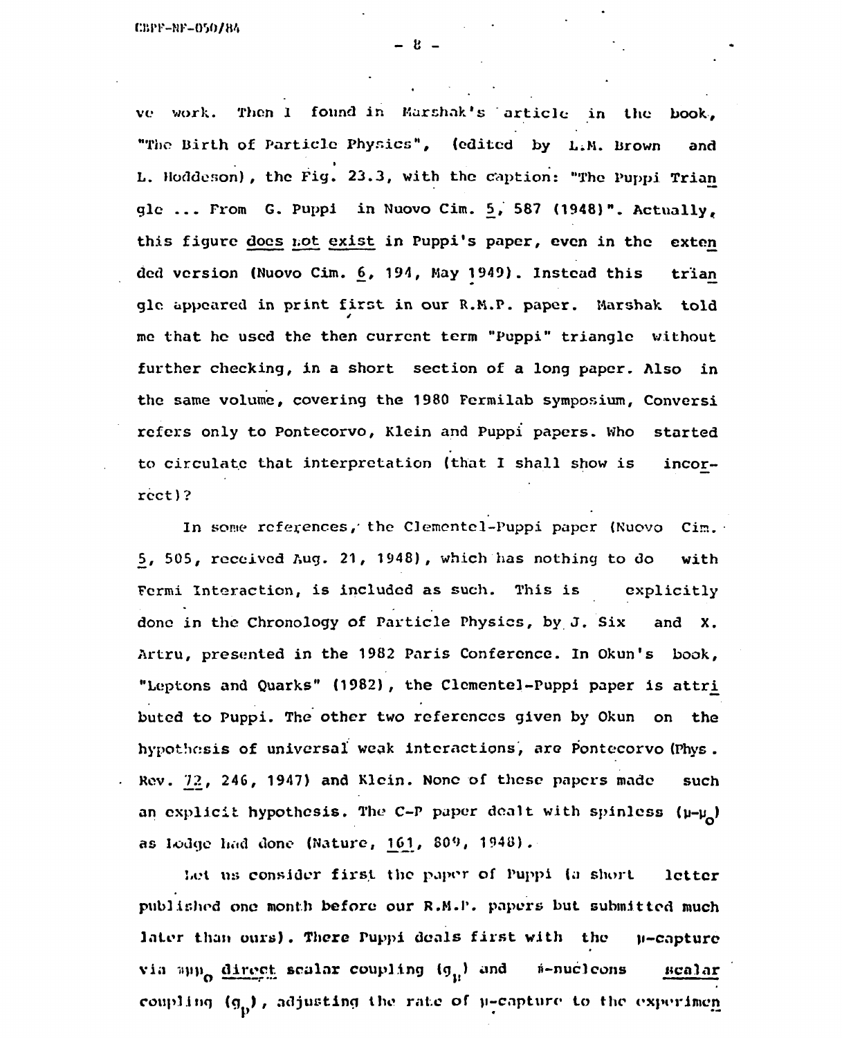ve work. Then I found in Marshak's article in the book, "The Birth of Particle Physics", (edited by L.M. Brown and L. Hoddeson), the Fig. 23.3, with the caption: "The Puppi Triangle ... From G. Puppi in Nuovo Cim. 5, 587 (1948)". Actually, this figure does not exist in Puppi's paper, even in the extended version (Nuovo Cim. 6, 194, May 1949). Instead this triangle appeared in print first in our R.M.P. paper. Marshak told me that he used the then current term "Puppi" triangle without further checking, in a short section of a long paper. Also in the same volume, covering the 1980 Fermilab symposium, Conversi refers only to Pontecorvo, Klein and Puppi papers. Who started to circulate that interpretation (that I shall show is incorrect)?

In some references, the Clementel-Puppi paper (Nuovo Cim. 5, 505, received Aug. 21, 1948), which has nothing to do with Fermi Interaction, is included as such. This is explicitly done in the Chronology of Particle Physics, by J. Six and X. Artru, presented in the 1982 Paris Conference. In Okun's book, "Leptons and Quarks" (1982), the Clementel-Puppi paper is attributed to Puppi. The other two references given by Okun on the hypothesis of universal weak interactions, are Pontecorvo (Phys. Rev. 72, 246, 1947) and Klein. None of these papers made such an explicit hypothesis. The C-P paper dealt with spinless ($\mu$-$\mu_o$) as Lodge had done (Nature, 161, 809, 1948).

Let us consider first the paper of Puppi (a short letter published one month before our R.M.P. papers but submitted much later than ours). There Puppi deals first with the $\mu$-capture via $\pi\mu\mu_o$ direct scalar coupling ($g_\mu$) and $\pi$-nucleons scalar coupling ($g_p$), adjusting the rate of $\mu$-capture to the experimen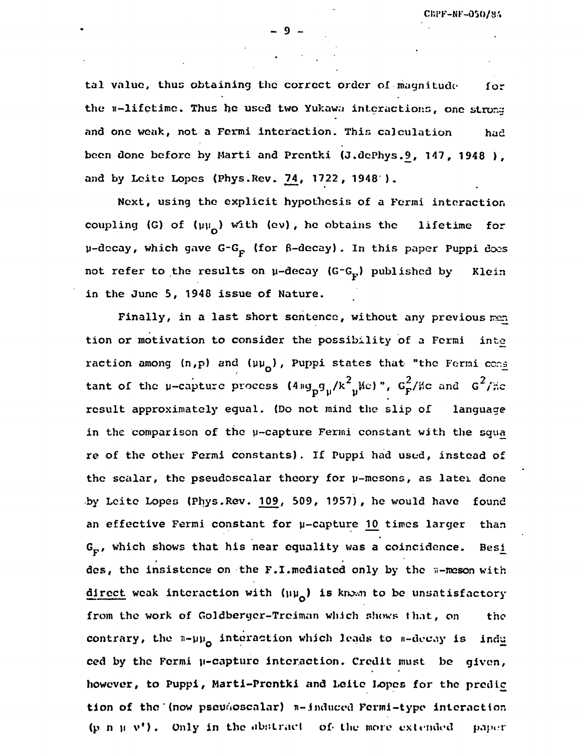tal value, thus obtaining the correct order of magnitude for the $\pi$-lifetime. Thus he used two Yukawa interactions, one strong and one weak, not a Fermi interaction. This calculation had been done before by Marti and Prentki (J.dePhys.9, 147, 1948 ), and by Leite Lopes (Phys.Rev. 74, 1722, 1948 ).

Next, using the explicit hypothesis of a Fermi interaction coupling (G) of $(\mu\mu_o)$ with $(e\nu)$, he obtains the lifetime for $\mu$-decay, which gave $G \sim G_F$ (for $\beta$-decay). In this paper Puppi does not refer to the results on $\mu$-decay $(G \sim G_F)$ published by Klein in the June 5, 1948 issue of Nature.

Finally, in a last short sentence, without any previous mention or motivation to consider the possibility of a Fermi interaction among (n,p) and $(\mu\mu_o)$, Puppi states that "the Fermi constant of the $\mu$-capture process $(4\pi g_p g_\mu / k^2_\mu \hbar c)$", $G_F^2/\hbar c$ and $G^2/\hbar c$ result approximately equal. (Do not mind the slip of language in the comparison of the $\mu$-capture Fermi constant with the square of the other Fermi constants). If Puppi had used, instead of the scalar, the pseudoscalar theory for $\mu$-mesons, as later done by Leite Lopes (Phys.Rev. 109, 509, 1957), he would have found an effective Fermi constant for $\mu$-capture 10 times larger than $G_F$, which shows that his near equality was a coincidence. Besides, the insistence on the F.I.mediated only by the $\pi$-meson with direct weak interaction with $(\mu\mu_o)$ is known to be unsatisfactory from the work of Goldberger-Treiman which shows that, on the contrary, the $\pi$-$\mu\mu_o$ interaction which leads to $\pi$-decay is induced by the Fermi $\mu$-capture interaction. Credit must be given, however, to Puppi, Marti-Prentki and Leite Lopes for the prediction of the (now pseudoscalar) $\pi$-induced Fermi-type interaction $(p\ n\ \mu\ \nu')$. Only in the abstract of the more extended paper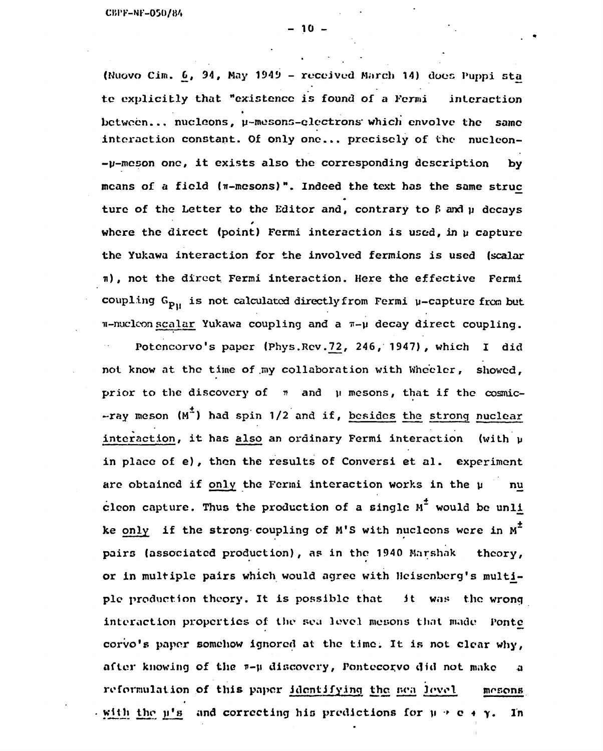(Nuovo Cim. 6, 94, May 1949 - received March 14) does Puppi state explicitly that "existence is found of a Fermi interaction between... nucleons, μ-mesons-electrons which envolve the same interaction constant. Of only one... precisely of the nucleon-μ-meson one, it exists also the corresponding description by means of a field (π-mesons)". Indeed the text has the same structure of the Letter to the Editor and, contrary to β and μ decays where the direct (point) Fermi interaction is used, in μ capture the Yukawa interaction for the involved fermions is used (scalar π), not the direct Fermi interaction. Here the effective Fermi coupling $G_{P\mu}$ is not calculated directly from Fermi μ-capture from but π-nucleon scalar Yukawa coupling and a π-μ decay direct coupling.

Potencorvo's paper (Phys.Rev. 72, 246, 1947), which I did not know at the time of my collaboration with Wheeler, showed, prior to the discovery of π and μ mesons, that if the cosmic-ray meson ($M^{\pm}$) had spin 1/2 and if, besides the strong nuclear interaction, it has also an ordinary Fermi interaction (with μ in place of e), then the results of Conversi et al. experiment are obtained if only the Fermi interaction works in the μ nucleon capture. Thus the production of a single $M^{\pm}$ would be unlike only if the strong coupling of M'S with nucleons were in $M^{\pm}$ pairs (associated production), as in the 1940 Marshak theory, or in multiple pairs which would agree with Heisenberg's multiple production theory. It is possible that it was the wrong interaction properties of the sea level mesons that made Pontecorvo's paper somehow ignored at the time. It is not clear why, after knowing of the π-μ discovery, Pontecorvo did not make a reformulation of this paper identifying the sea level mesons with the μ's and correcting his predictions for $\mu \to e + \gamma$. In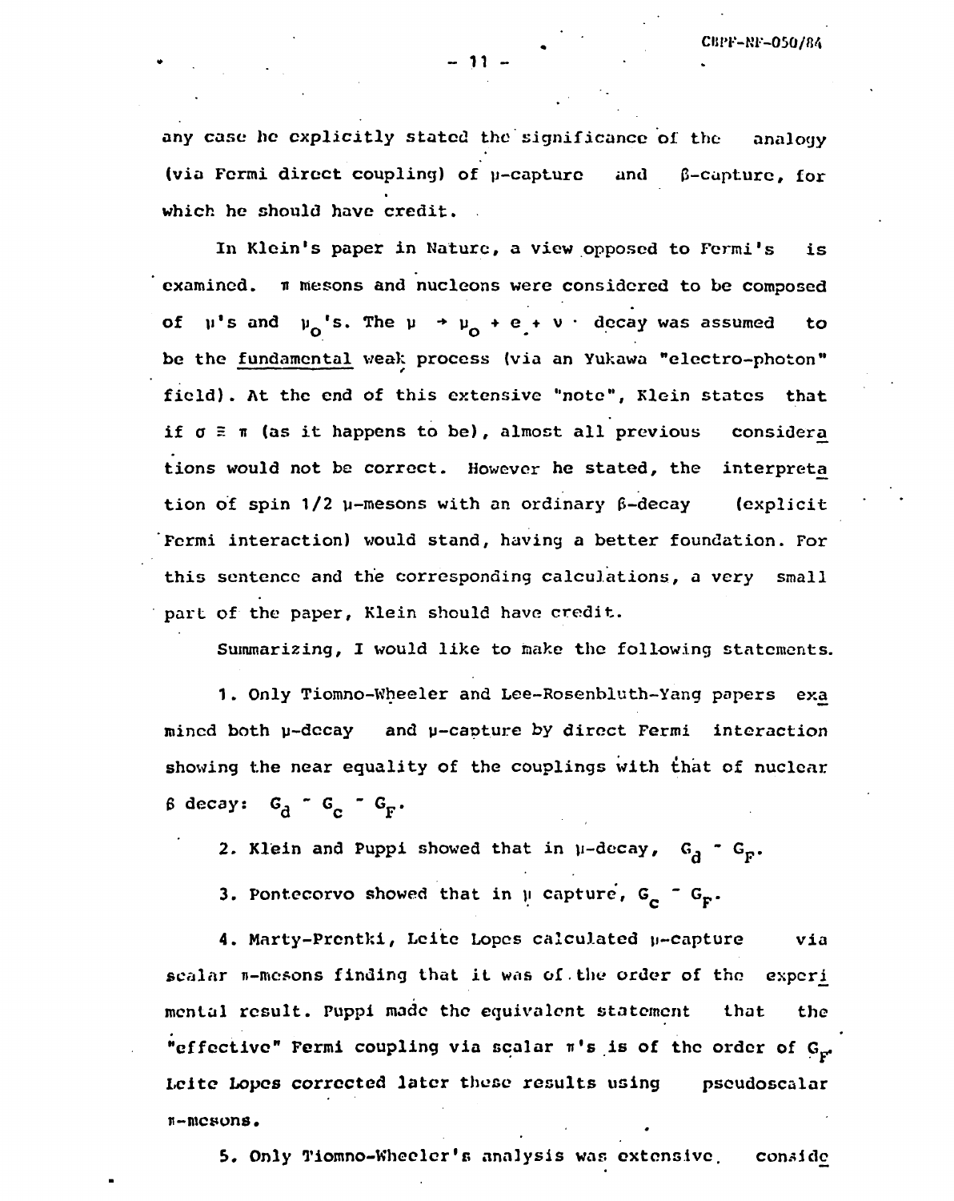any case he explicitly stated the significance of the analogy (via Fermi direct coupling) of μ-capture and β-capture, for which he should have credit.

In Klein's paper in Nature, a view opposed to Fermi's is examined. π mesons and nucleons were considered to be composed of μ's and $\mu_o$'s. The $\mu \rightarrow \mu_o + e + \nu$ decay was assumed to be the <u>fundamental</u> weak process (via an Yukawa "electro-photon" field). At the end of this extensive "note", Klein states that if $\sigma \equiv \pi$ (as it happens to be), almost all previous considerations would not be correct. However he stated, the interpretation of spin 1/2 μ-mesons with an ordinary β-decay (explicit Fermi interaction) would stand, having a better foundation. For this sentence and the corresponding calculations, a very small part of the paper, Klein should have credit.

Summarizing, I would like to make the following statements.

1. Only Tiomno-Wheeler and Lee-Rosenbluth-Yang papers examined both μ-decay and μ-capture by direct Fermi interaction showing the near equality of the couplings with that of nuclear β decay: $G_d \sim G_c \sim G_F$.

2. Klein and Puppi showed that in μ-decay, $G_d \sim G_F$.

3. Pontecorvo showed that in μ capture, $G_c \sim G_F$.

4. Marty-Prentki, Leite Lopes calculated μ-capture via scalar π-mesons finding that it was of the order of the experimental result. Puppi made the equivalent statement that the "effective" Fermi coupling via scalar π's is of the order of $G_F$. Leite Lopes corrected later these results using pseudoscalar π-mesons.

5. Only Tiomno-Wheeler's analysis was extensive, conside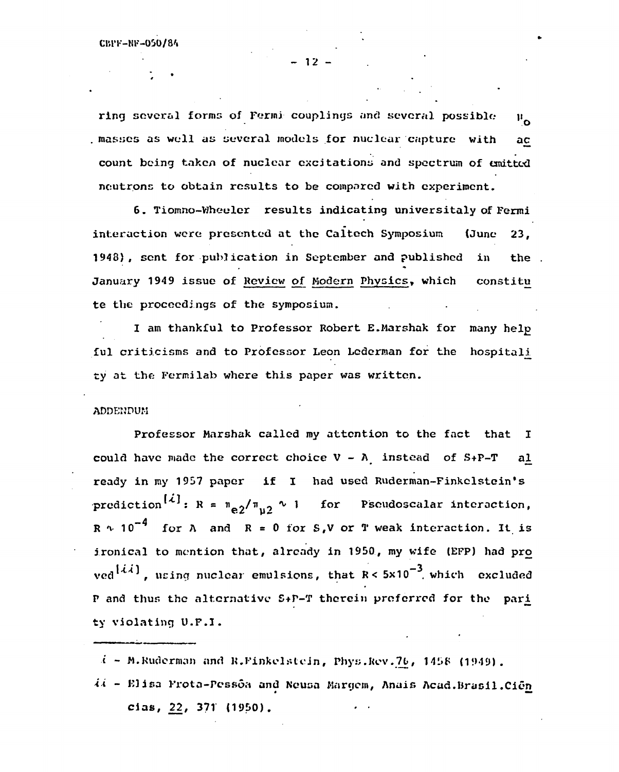ring several forms of Fermi couplings and several possible $\mu_o$ masses as well as several models for nuclear capture with account being taken of nuclear excitations and spectrum of emitted neutrons to obtain results to be compared with experiment.

6. Tiomno-Wheeler results indicating universitaly of Fermi interaction were presented at the Caltech Symposium (June 23, 1948), sent for publication in September and published in the January 1949 issue of Review of Modern Physics, which constitute the proceedings of the symposium.

I am thankful to Professor Robert E.Marshak for many helpful criticisms and to Professor Leon Lederman for the hospitality at the Fermilab where this paper was written.

ADDENDUM

Professor Marshak called my attention to the fact that I could have made the correct choice V - A instead of S+P-T already in my 1957 paper if I had used Ruderman-Finkelstein's prediction[i]: $R = \pi_{e2}/\pi_{\mu 2} \sim 1$ for Pseudoscalar interaction, $R \sim 10^{-4}$ for A and $R = 0$ for S,V or T weak interaction. It is ironical to mention that, already in 1950, my wife (EFP) had proved[ii], using nuclear emulsions, that $R < 5\times10^{-3}$ which excluded P and thus the alternative S+P-T therein preferred for the parity violating U.F.I.

---

i - M.Ruderman and R.Finkelstein, Phys.Rev.76, 1458 (1949).

ii - Elisa Frota-Pessôa and Neusa Margem, Anais Acad.Brasil.Ciências, 22, 371 (1950).